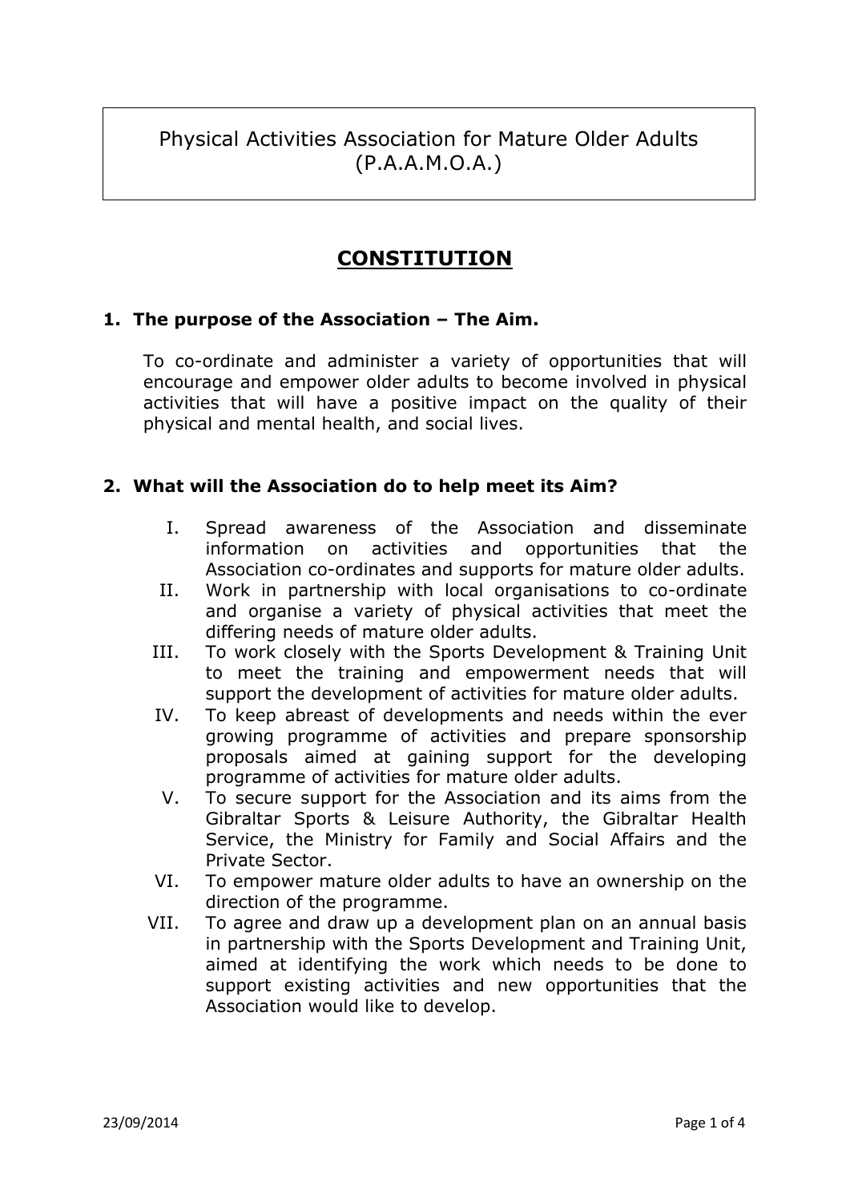# Physical Activities Association for Mature Older Adults (P.A.A.M.O.A.)

## CONSTITUTION

### 1. The purpose of the Association – The Aim.

To co-ordinate and administer a variety of opportunities that will encourage and empower older adults to become involved in physical activities that will have a positive impact on the quality of their physical and mental health, and social lives.

### 2. What will the Association do to help meet its Aim?

I. Spread awareness of the Association and disseminate information on activities and opportunities that the Association co-ordinates and supports for mature older adults.

II. Work in partnership with local organisations to co-ordinate and organise a variety of physical activities that meet the differing needs of mature older adults.

III. To work closely with the Sports Development & Training Unit to meet the training and empowerment needs that will support the development of activities for mature older adults.

IV. To keep abreast of developments and needs within the ever growing programme of activities and prepare sponsorship proposals aimed at gaining support for the developing programme of activities for mature older adults.

V. To secure support for the Association and its aims from the Gibraltar Sports & Leisure Authority, the Gibraltar Health Service, the Ministry for Family and Social Affairs and the Private Sector.

VI. To empower mature older adults to have an ownership on the direction of the programme.

VII. To agree and draw up a development plan on an annual basis in partnership with the Sports Development and Training Unit, aimed at identifying the work which needs to be done to support existing activities and new opportunities that the Association would like to develop.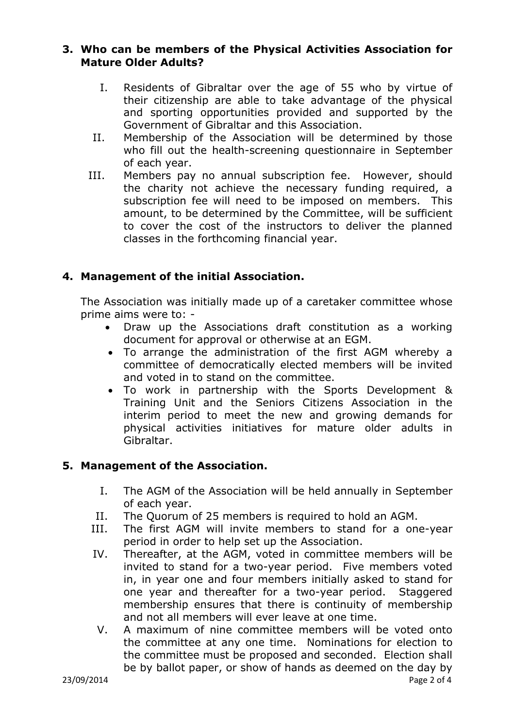## 3. Who can be members of the Physical Activities Association for Mature Older Adults?

I. Residents of Gibraltar over the age of 55 who by virtue of their citizenship are able to take advantage of the physical and sporting opportunities provided and supported by the Government of Gibraltar and this Association.

II. Membership of the Association will be determined by those who fill out the health-screening questionnaire in September of each year.

III. Members pay no annual subscription fee. However, should the charity not achieve the necessary funding required, a subscription fee will need to be imposed on members. This amount, to be determined by the Committee, will be sufficient to cover the cost of the instructors to deliver the planned classes in the forthcoming financial year.

## 4. Management of the initial Association.

The Association was initially made up of a caretaker committee whose prime aims were to: -

- Draw up the Associations draft constitution as a working document for approval or otherwise at an EGM.
- To arrange the administration of the first AGM whereby a committee of democratically elected members will be invited and voted in to stand on the committee.
- To work in partnership with the Sports Development & Training Unit and the Seniors Citizens Association in the interim period to meet the new and growing demands for physical activities initiatives for mature older adults in Gibraltar.

## 5. Management of the Association.

I. The AGM of the Association will be held annually in September of each year.

II. The Quorum of 25 members is required to hold an AGM.

III. The first AGM will invite members to stand for a one-year period in order to help set up the Association.

IV. Thereafter, at the AGM, voted in committee members will be invited to stand for a two-year period. Five members voted in, in year one and four members initially asked to stand for one year and thereafter for a two-year period. Staggered membership ensures that there is continuity of membership and not all members will ever leave at one time.

V. A maximum of nine committee members will be voted onto the committee at any one time. Nominations for election to the committee must be proposed and seconded. Election shall be by ballot paper, or show of hands as deemed on the day by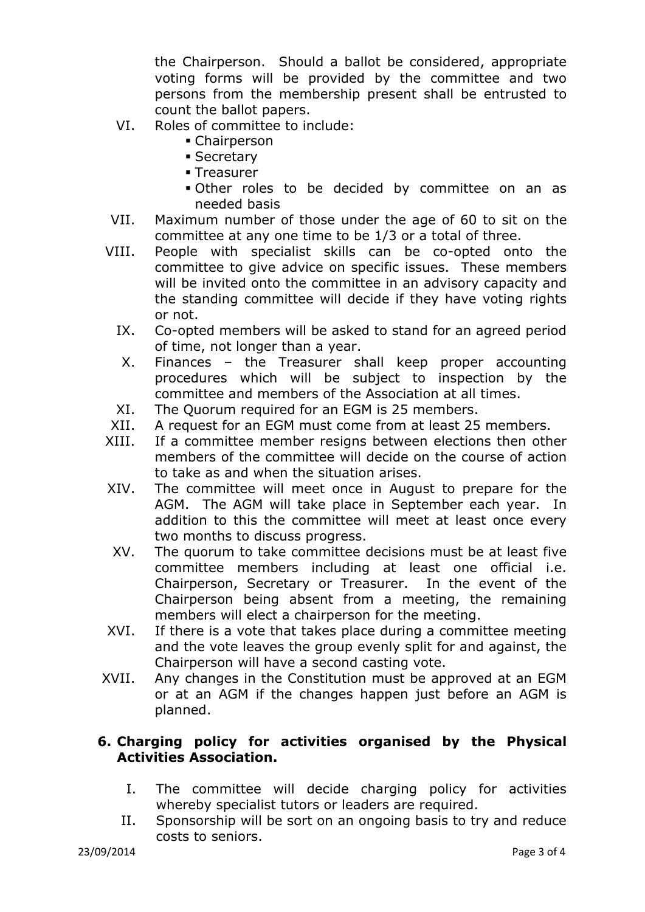the Chairperson. Should a ballot be considered, appropriate voting forms will be provided by the committee and two persons from the membership present shall be entrusted to count the ballot papers.

VI. Roles of committee to include:
  - Chairperson
  - Secretary
  - Treasurer
  - Other roles to be decided by committee on an as needed basis

VII. Maximum number of those under the age of 60 to sit on the committee at any one time to be 1/3 or a total of three.

VIII. People with specialist skills can be co-opted onto the committee to give advice on specific issues. These members will be invited onto the committee in an advisory capacity and the standing committee will decide if they have voting rights or not.

IX. Co-opted members will be asked to stand for an agreed period of time, not longer than a year.

X. Finances – the Treasurer shall keep proper accounting procedures which will be subject to inspection by the committee and members of the Association at all times.

XI. The Quorum required for an EGM is 25 members.

XII. A request for an EGM must come from at least 25 members.

XIII. If a committee member resigns between elections then other members of the committee will decide on the course of action to take as and when the situation arises.

XIV. The committee will meet once in August to prepare for the AGM. The AGM will take place in September each year. In addition to this the committee will meet at least once every two months to discuss progress.

XV. The quorum to take committee decisions must be at least five committee members including at least one official i.e. Chairperson, Secretary or Treasurer. In the event of the Chairperson being absent from a meeting, the remaining members will elect a chairperson for the meeting.

XVI. If there is a vote that takes place during a committee meeting and the vote leaves the group evenly split for and against, the Chairperson will have a second casting vote.

XVII. Any changes in the Constitution must be approved at an EGM or at an AGM if the changes happen just before an AGM is planned.

## 6. Charging policy for activities organised by the Physical Activities Association.

I. The committee will decide charging policy for activities whereby specialist tutors or leaders are required.

II. Sponsorship will be sort on an ongoing basis to try and reduce costs to seniors.

23/09/2014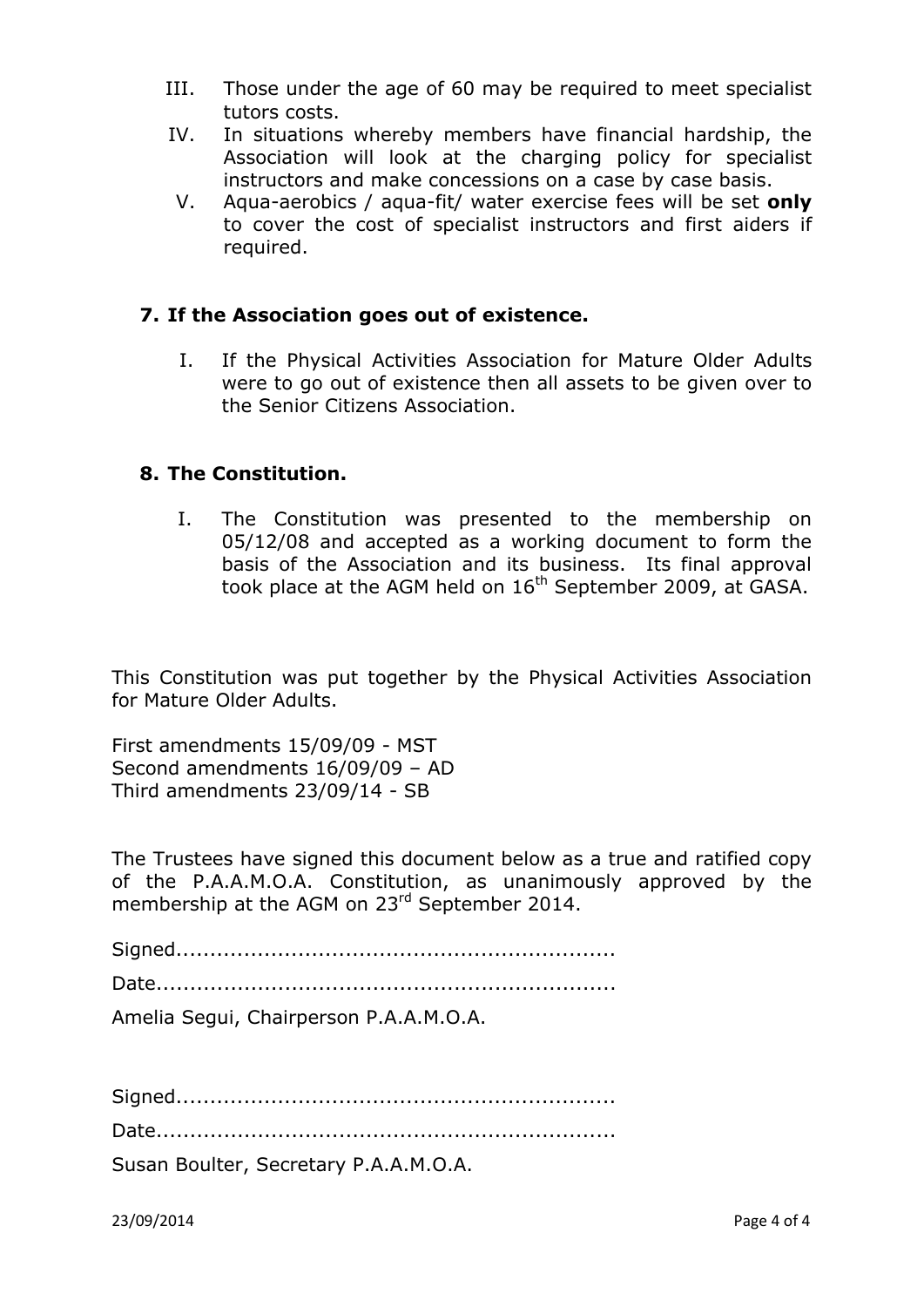III. Those under the age of 60 may be required to meet specialist tutors costs.

IV. In situations whereby members have financial hardship, the Association will look at the charging policy for specialist instructors and make concessions on a case by case basis.

V. Aqua-aerobics / aqua-fit/ water exercise fees will be set **only** to cover the cost of specialist instructors and first aiders if required.

## 7. If the Association goes out of existence.

I. If the Physical Activities Association for Mature Older Adults were to go out of existence then all assets to be given over to the Senior Citizens Association.

## 8. The Constitution.

I. The Constitution was presented to the membership on 05/12/08 and accepted as a working document to form the basis of the Association and its business. Its final approval took place at the AGM held on 16th September 2009, at GASA.

This Constitution was put together by the Physical Activities Association for Mature Older Adults.

First amendments 15/09/09 - MST
Second amendments 16/09/09 – AD
Third amendments 23/09/14 - SB

The Trustees have signed this document below as a true and ratified copy of the P.A.A.M.O.A. Constitution, as unanimously approved by the membership at the AGM on 23rd September 2014.

Signed...............................................................

Date..................................................................

Amelia Segui, Chairperson P.A.A.M.O.A.

Signed...............................................................

Date..................................................................

Susan Boulter, Secretary P.A.A.M.O.A.

23/09/2014